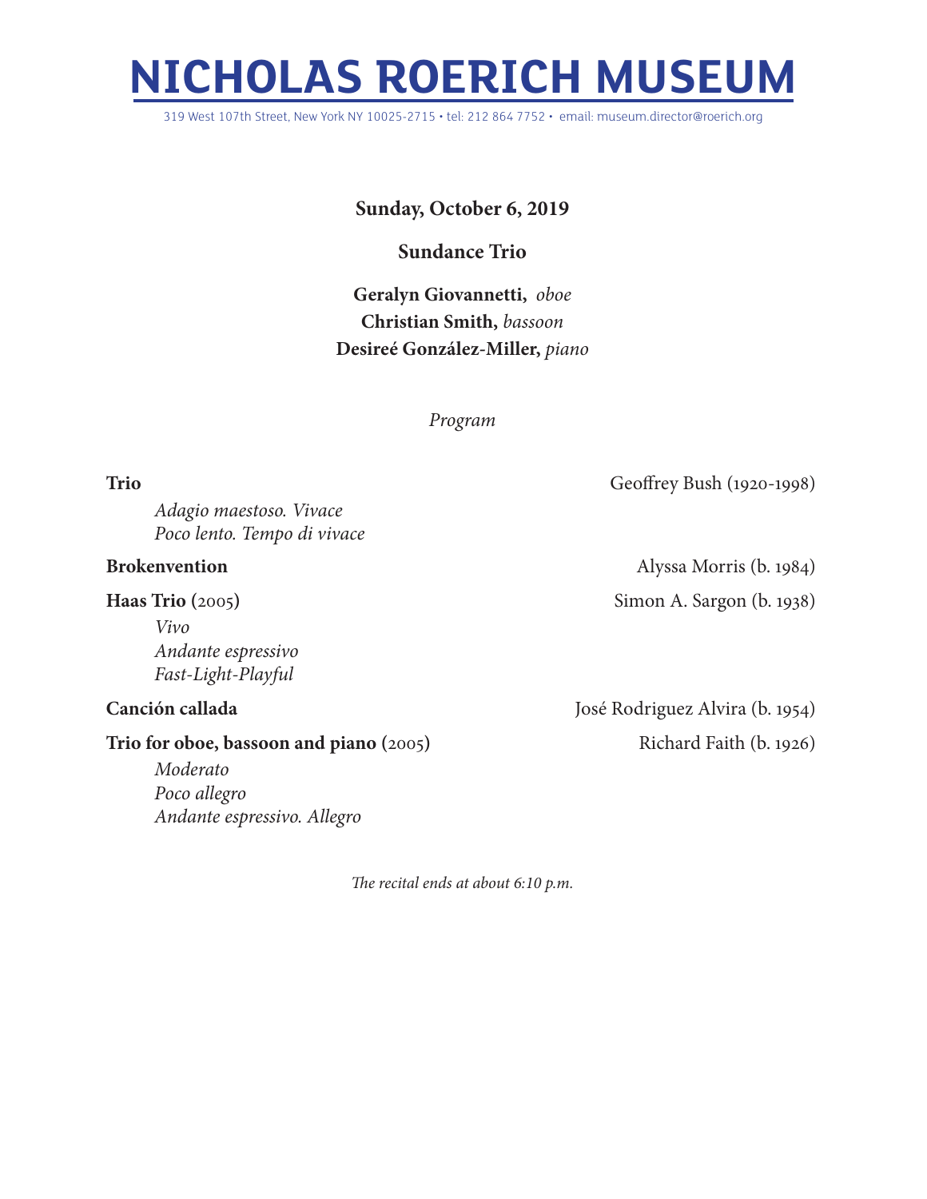# NICHOLAS ROERICH MUSEUM

319 West 107th Street, New York NY 10025-2715 • tel: 212 864 7752 • email: museum.director@roerich.org

**Sunday, October 6, 2019**

**Sundance Trio**

**Geralyn Giovannetti,** *oboe*
**Christian Smith,** *bassoon*
**Desireé González-Miller,** *piano*

*Program*

**Trio** — Geoffrey Bush (1920-1998)

*Adagio maestoso. Vivace*
*Poco lento. Tempo di vivace*

**Brokenvention** — Alyssa Morris (b. 1984)

**Haas Trio** (2005) — Simon A. Sargon (b. 1938)

*Vivo*
*Andante espressivo*
*Fast-Light-Playful*

**Canción callada** — José Rodriguez Alvira (b. 1954)

**Trio for oboe, bassoon and piano** (2005) — Richard Faith (b. 1926)

*Moderato*
*Poco allegro*
*Andante espressivo. Allegro*

*The recital ends at about 6:10 p.m.*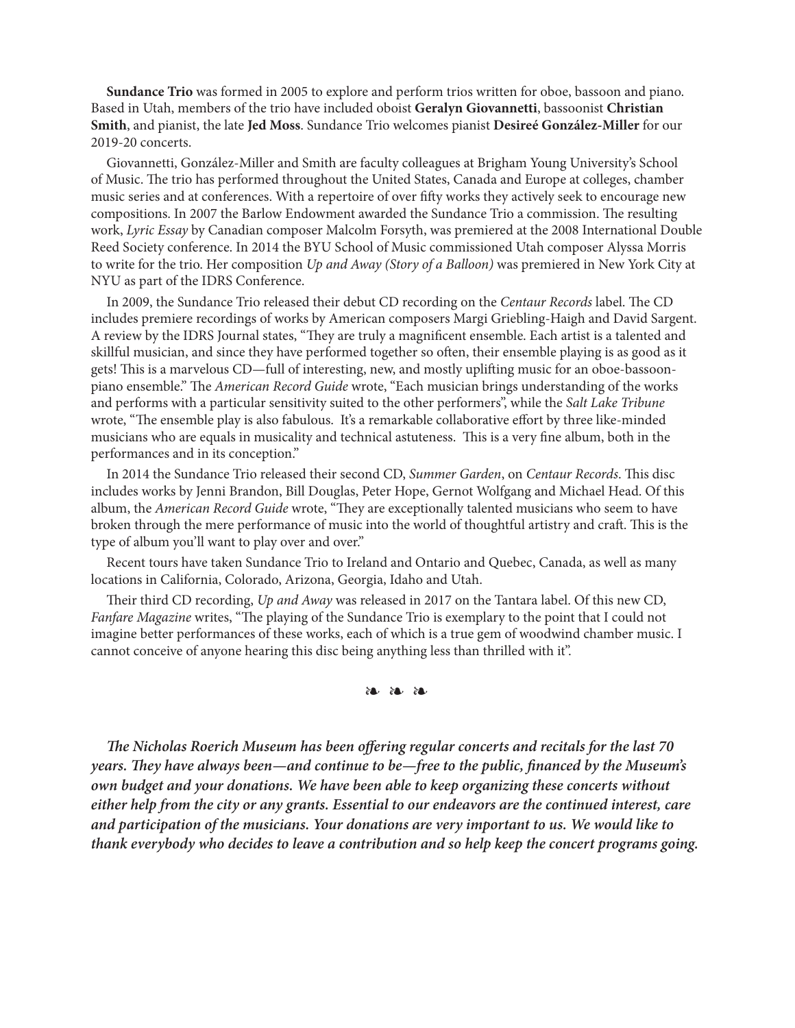**Sundance Trio** was formed in 2005 to explore and perform trios written for oboe, bassoon and piano. Based in Utah, members of the trio have included oboist **Geralyn Giovannetti**, bassoonist **Christian Smith**, and pianist, the late **Jed Moss**. Sundance Trio welcomes pianist **Desireé González-Miller** for our 2019-20 concerts.

Giovannetti, González-Miller and Smith are faculty colleagues at Brigham Young University's School of Music. The trio has performed throughout the United States, Canada and Europe at colleges, chamber music series and at conferences. With a repertoire of over fifty works they actively seek to encourage new compositions. In 2007 the Barlow Endowment awarded the Sundance Trio a commission. The resulting work, *Lyric Essay* by Canadian composer Malcolm Forsyth, was premiered at the 2008 International Double Reed Society conference. In 2014 the BYU School of Music commissioned Utah composer Alyssa Morris to write for the trio. Her composition *Up and Away (Story of a Balloon)* was premiered in New York City at NYU as part of the IDRS Conference.

In 2009, the Sundance Trio released their debut CD recording on the *Centaur Records* label. The CD includes premiere recordings of works by American composers Margi Griebling-Haigh and David Sargent. A review by the IDRS Journal states, "They are truly a magnificent ensemble. Each artist is a talented and skillful musician, and since they have performed together so often, their ensemble playing is as good as it gets! This is a marvelous CD—full of interesting, new, and mostly uplifting music for an oboe-bassoon-piano ensemble." The *American Record Guide* wrote, "Each musician brings understanding of the works and performs with a particular sensitivity suited to the other performers", while the *Salt Lake Tribune* wrote, "The ensemble play is also fabulous. It's a remarkable collaborative effort by three like-minded musicians who are equals in musicality and technical astuteness. This is a very fine album, both in the performances and in its conception."

In 2014 the Sundance Trio released their second CD, *Summer Garden*, on *Centaur Records*. This disc includes works by Jenni Brandon, Bill Douglas, Peter Hope, Gernot Wolfgang and Michael Head. Of this album, the *American Record Guide* wrote, "They are exceptionally talented musicians who seem to have broken through the mere performance of music into the world of thoughtful artistry and craft. This is the type of album you'll want to play over and over."

Recent tours have taken Sundance Trio to Ireland and Ontario and Quebec, Canada, as well as many locations in California, Colorado, Arizona, Georgia, Idaho and Utah.

Their third CD recording, *Up and Away* was released in 2017 on the Tantara label. Of this new CD, *Fanfare Magazine* writes, "The playing of the Sundance Trio is exemplary to the point that I could not imagine better performances of these works, each of which is a true gem of woodwind chamber music. I cannot conceive of anyone hearing this disc being anything less than thrilled with it".

❧ ❧ ❧

***The Nicholas Roerich Museum has been offering regular concerts and recitals for the last 70 years. They have always been—and continue to be—free to the public, financed by the Museum's own budget and your donations. We have been able to keep organizing these concerts without either help from the city or any grants. Essential to our endeavors are the continued interest, care and participation of the musicians. Your donations are very important to us. We would like to thank everybody who decides to leave a contribution and so help keep the concert programs going.***